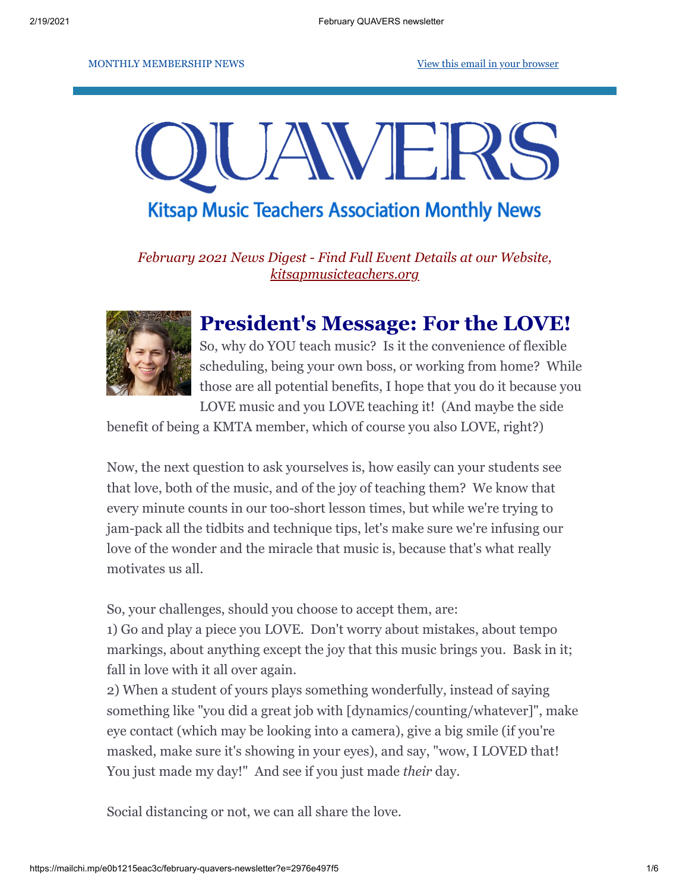MONTHLY MEMBERSHIP NEWS

View this email in your browser

# QUAVERS

## Kitsap Music Teachers Association Monthly News

*February 2021 News Digest - Find Full Event Details at our Website, kitsapmusicteachers.org*

## President's Message: For the LOVE!

So, why do YOU teach music? Is it the convenience of flexible scheduling, being your own boss, or working from home? While those are all potential benefits, I hope that you do it because you LOVE music and you LOVE teaching it! (And maybe the side benefit of being a KMTA member, which of course you also LOVE, right?)

Now, the next question to ask yourselves is, how easily can your students see that love, both of the music, and of the joy of teaching them? We know that every minute counts in our too-short lesson times, but while we're trying to jam-pack all the tidbits and technique tips, let's make sure we're infusing our love of the wonder and the miracle that music is, because that's what really motivates us all.

So, your challenges, should you choose to accept them, are:
1) Go and play a piece you LOVE. Don't worry about mistakes, about tempo markings, about anything except the joy that this music brings you. Bask in it; fall in love with it all over again.
2) When a student of yours plays something wonderfully, instead of saying something like "you did a great job with [dynamics/counting/whatever]", make eye contact (which may be looking into a camera), give a big smile (if you're masked, make sure it's showing in your eyes), and say, "wow, I LOVED that! You just made my day!" And see if you just made *their* day.

Social distancing or not, we can all share the love.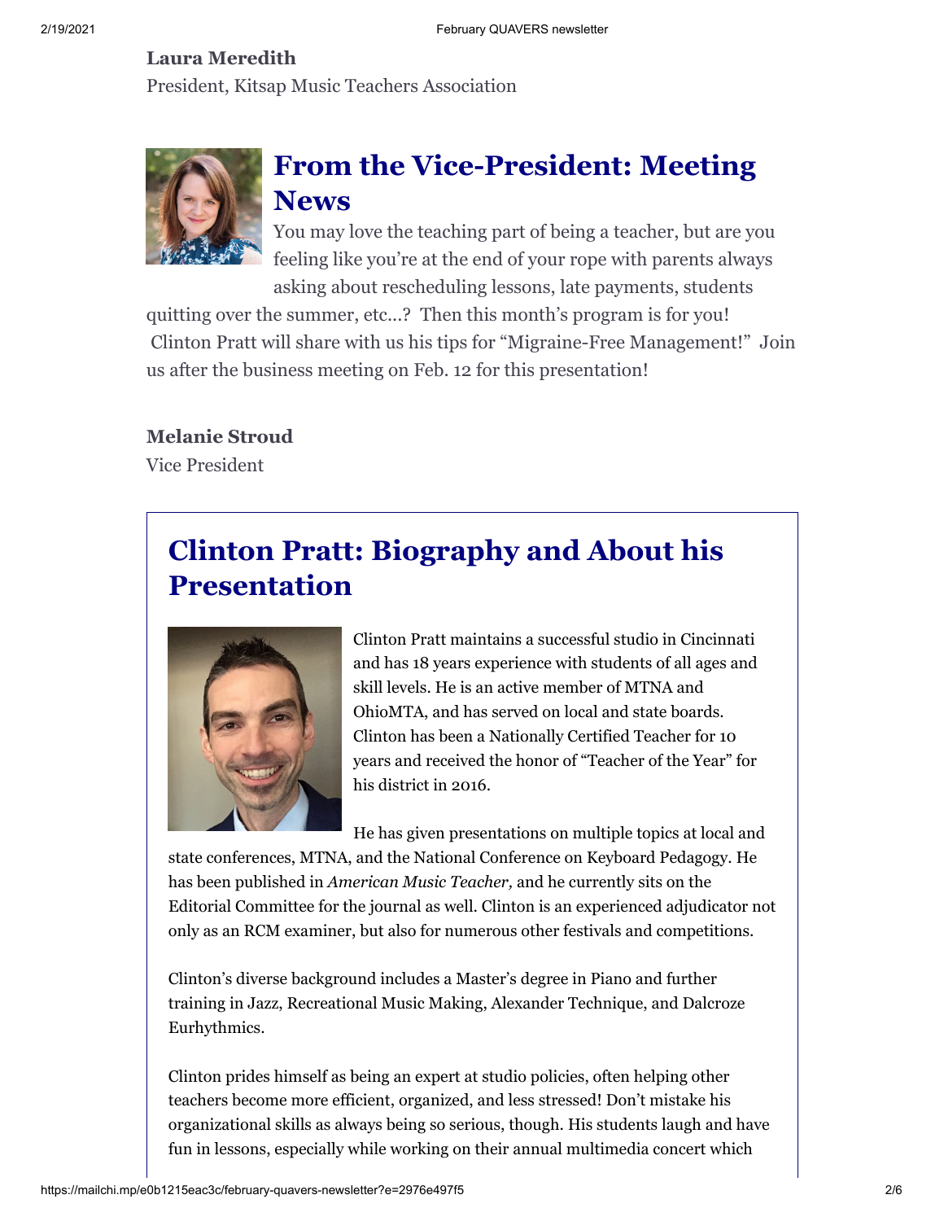**Laura Meredith**
President, Kitsap Music Teachers Association

## From the Vice-President: Meeting News

You may love the teaching part of being a teacher, but are you feeling like you're at the end of your rope with parents always asking about rescheduling lessons, late payments, students quitting over the summer, etc...? Then this month's program is for you! Clinton Pratt will share with us his tips for "Migraine-Free Management!" Join us after the business meeting on Feb. 12 for this presentation!

**Melanie Stroud**
Vice President

## Clinton Pratt: Biography and About his Presentation

Clinton Pratt maintains a successful studio in Cincinnati and has 18 years experience with students of all ages and skill levels. He is an active member of MTNA and OhioMTA, and has served on local and state boards. Clinton has been a Nationally Certified Teacher for 10 years and received the honor of "Teacher of the Year" for his district in 2016.

He has given presentations on multiple topics at local and state conferences, MTNA, and the National Conference on Keyboard Pedagogy. He has been published in *American Music Teacher,* and he currently sits on the Editorial Committee for the journal as well. Clinton is an experienced adjudicator not only as an RCM examiner, but also for numerous other festivals and competitions.

Clinton's diverse background includes a Master's degree in Piano and further training in Jazz, Recreational Music Making, Alexander Technique, and Dalcroze Eurhythmics.

Clinton prides himself as being an expert at studio policies, often helping other teachers become more efficient, organized, and less stressed! Don't mistake his organizational skills as always being so serious, though. His students laugh and have fun in lessons, especially while working on their annual multimedia concert which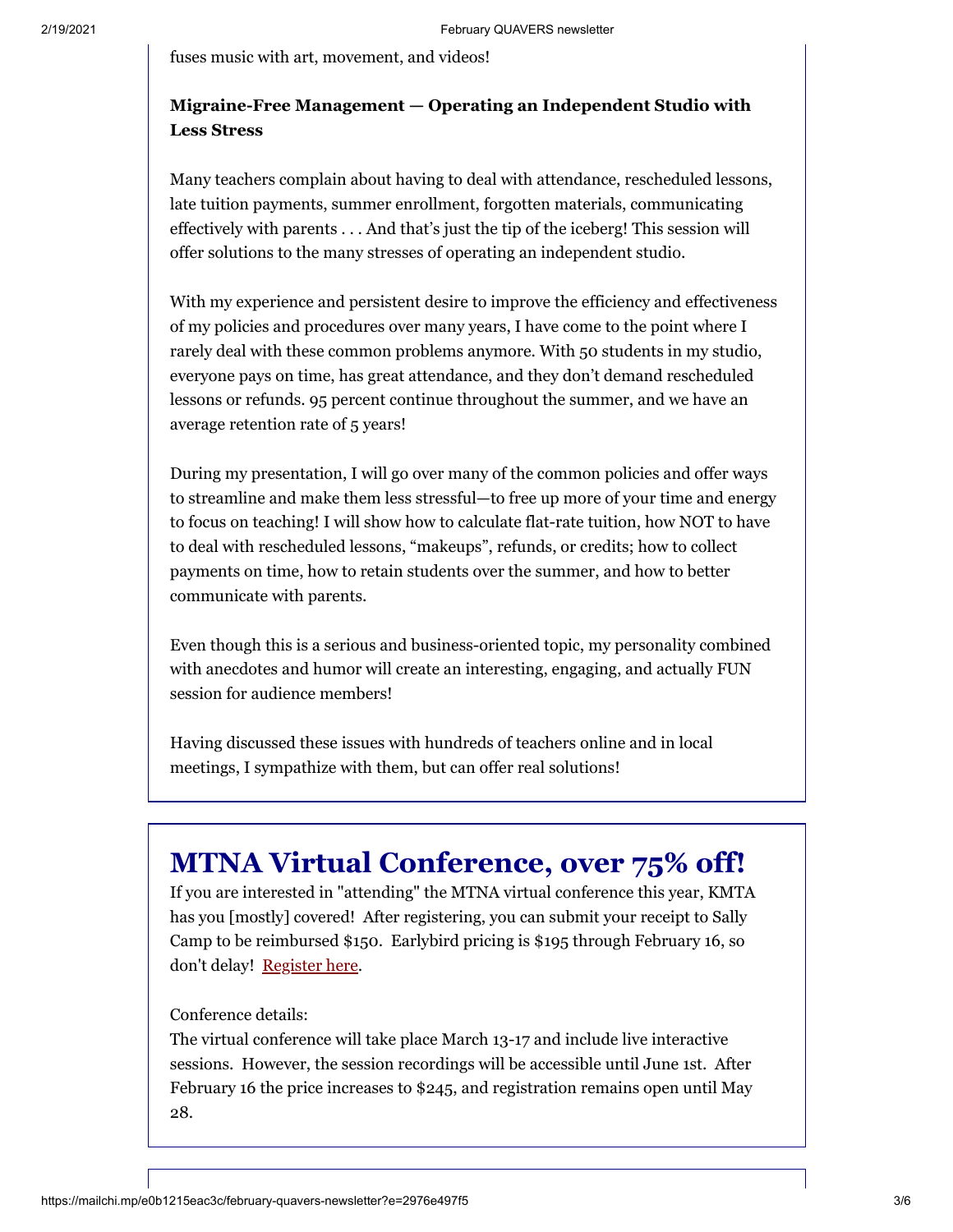fuses music with art, movement, and videos!

**Migraine-Free Management — Operating an Independent Studio with Less Stress**

Many teachers complain about having to deal with attendance, rescheduled lessons, late tuition payments, summer enrollment, forgotten materials, communicating effectively with parents . . . And that's just the tip of the iceberg! This session will offer solutions to the many stresses of operating an independent studio.

With my experience and persistent desire to improve the efficiency and effectiveness of my policies and procedures over many years, I have come to the point where I rarely deal with these common problems anymore. With 50 students in my studio, everyone pays on time, has great attendance, and they don't demand rescheduled lessons or refunds. 95 percent continue throughout the summer, and we have an average retention rate of 5 years!

During my presentation, I will go over many of the common policies and offer ways to streamline and make them less stressful—to free up more of your time and energy to focus on teaching! I will show how to calculate flat-rate tuition, how NOT to have to deal with rescheduled lessons, "makeups", refunds, or credits; how to collect payments on time, how to retain students over the summer, and how to better communicate with parents.

Even though this is a serious and business-oriented topic, my personality combined with anecdotes and humor will create an interesting, engaging, and actually FUN session for audience members!

Having discussed these issues with hundreds of teachers online and in local meetings, I sympathize with them, but can offer real solutions!

# MTNA Virtual Conference, over 75% off!

If you are interested in "attending" the MTNA virtual conference this year, KMTA has you [mostly] covered! After registering, you can submit your receipt to Sally Camp to be reimbursed $150. Earlybird pricing is $195 through February 16, so don't delay! [Register here](#).

Conference details:
The virtual conference will take place March 13-17 and include live interactive sessions. However, the session recordings will be accessible until June 1st. After February 16 the price increases to $245, and registration remains open until May 28.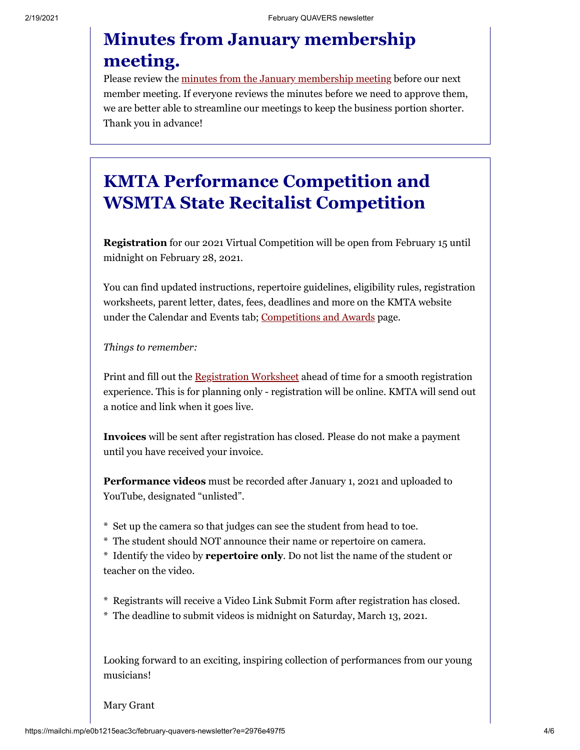## Minutes from January membership meeting.

Please review the minutes from the January membership meeting before our next member meeting. If everyone reviews the minutes before we need to approve them, we are better able to streamline our meetings to keep the business portion shorter. Thank you in advance!

## KMTA Performance Competition and WSMTA State Recitalist Competition

**Registration** for our 2021 Virtual Competition will be open from February 15 until midnight on February 28, 2021.

You can find updated instructions, repertoire guidelines, eligibility rules, registration worksheets, parent letter, dates, fees, deadlines and more on the KMTA website under the Calendar and Events tab; Competitions and Awards page.

*Things to remember:*

Print and fill out the Registration Worksheet ahead of time for a smooth registration experience. This is for planning only - registration will be online. KMTA will send out a notice and link when it goes live.

**Invoices** will be sent after registration has closed. Please do not make a payment until you have received your invoice.

**Performance videos** must be recorded after January 1, 2021 and uploaded to YouTube, designated "unlisted".

* Set up the camera so that judges can see the student from head to toe.
* The student should NOT announce their name or repertoire on camera.
* Identify the video by **repertoire only**. Do not list the name of the student or teacher on the video.

* Registrants will receive a Video Link Submit Form after registration has closed.
* The deadline to submit videos is midnight on Saturday, March 13, 2021.

Looking forward to an exciting, inspiring collection of performances from our young musicians!

Mary Grant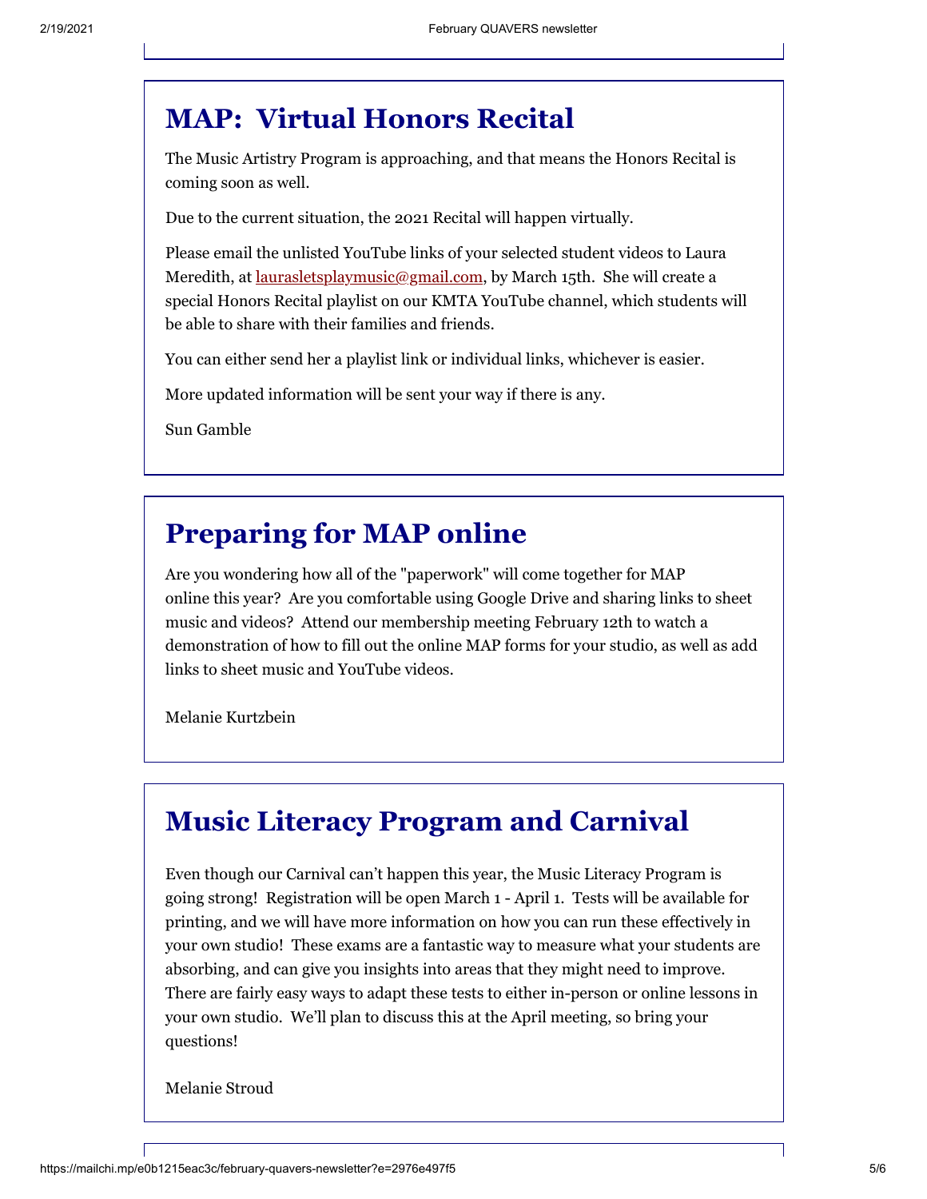## MAP: Virtual Honors Recital

The Music Artistry Program is approaching, and that means the Honors Recital is coming soon as well.

Due to the current situation, the 2021 Recital will happen virtually.

Please email the unlisted YouTube links of your selected student videos to Laura Meredith, at laurasletsplaymusic@gmail.com, by March 15th. She will create a special Honors Recital playlist on our KMTA YouTube channel, which students will be able to share with their families and friends.

You can either send her a playlist link or individual links, whichever is easier.

More updated information will be sent your way if there is any.

Sun Gamble

## Preparing for MAP online

Are you wondering how all of the "paperwork" will come together for MAP online this year? Are you comfortable using Google Drive and sharing links to sheet music and videos? Attend our membership meeting February 12th to watch a demonstration of how to fill out the online MAP forms for your studio, as well as add links to sheet music and YouTube videos.

Melanie Kurtzbein

## Music Literacy Program and Carnival

Even though our Carnival can't happen this year, the Music Literacy Program is going strong! Registration will be open March 1 - April 1. Tests will be available for printing, and we will have more information on how you can run these effectively in your own studio! These exams are a fantastic way to measure what your students are absorbing, and can give you insights into areas that they might need to improve. There are fairly easy ways to adapt these tests to either in-person or online lessons in your own studio. We'll plan to discuss this at the April meeting, so bring your questions!

Melanie Stroud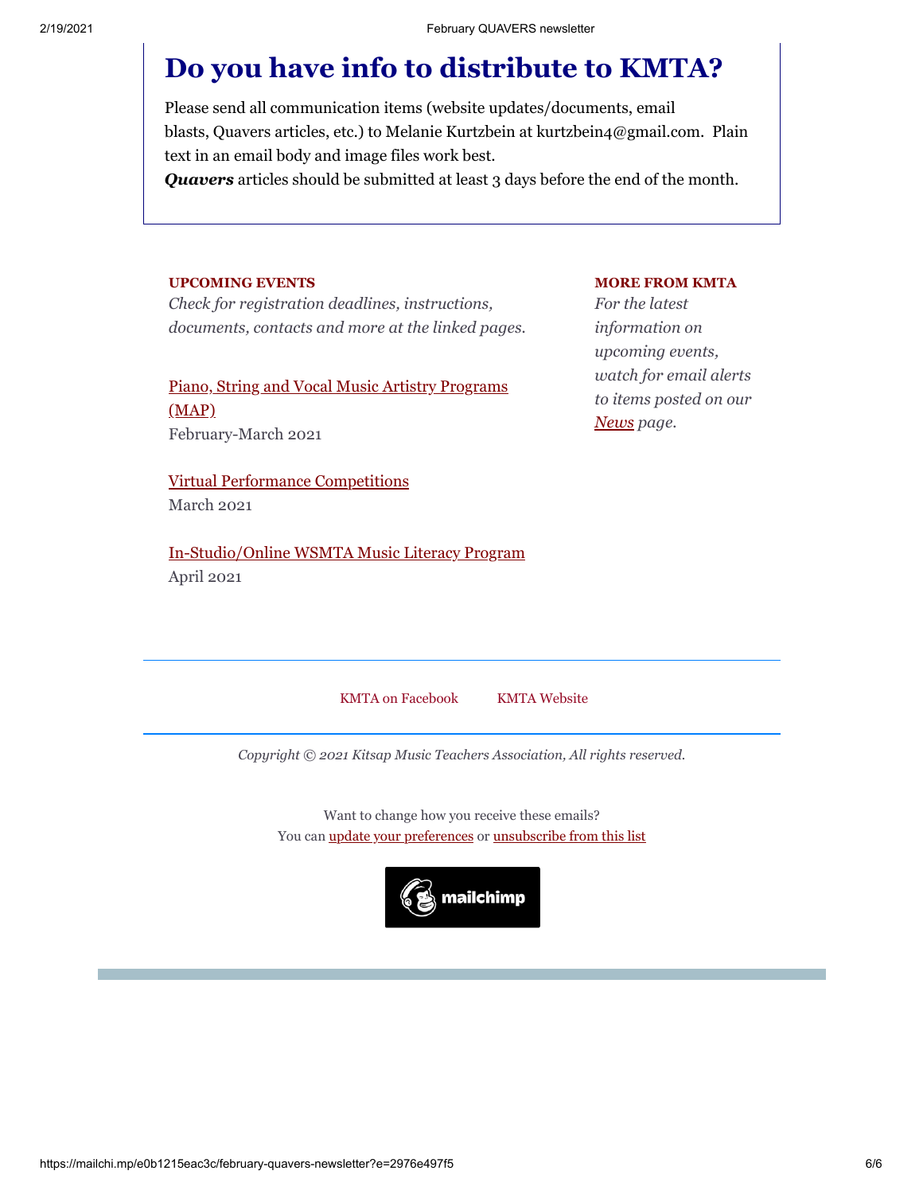# Do you have info to distribute to KMTA?

Please send all communication items (website updates/documents, email blasts, Quavers articles, etc.) to Melanie Kurtzbein at kurtzbein4@gmail.com.  Plain text in an email body and image files work best.
***Quavers*** articles should be submitted at least 3 days before the end of the month.

**UPCOMING EVENTS**
*Check for registration deadlines, instructions, documents, contacts and more at the linked pages.*

Piano, String and Vocal Music Artistry Programs (MAP)
February-March 2021

Virtual Performance Competitions
March 2021

In-Studio/Online WSMTA Music Literacy Program
April 2021

**MORE FROM KMTA**
*For the latest information on upcoming events, watch for email alerts to items posted on our News page.*

KMTA on Facebook   KMTA Website

*Copyright © 2021 Kitsap Music Teachers Association, All rights reserved.*

Want to change how you receive these emails?
You can update your preferences or unsubscribe from this list

mailchimp